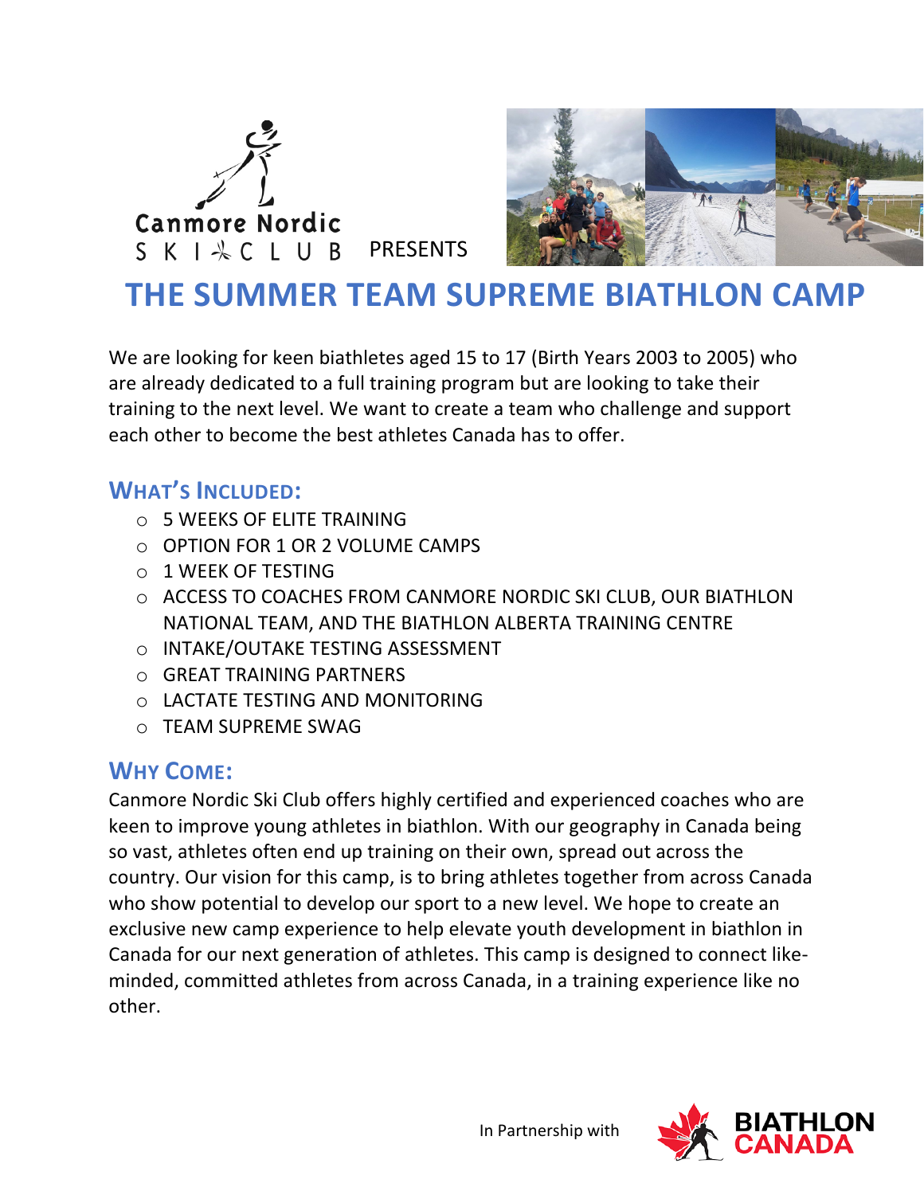Canmore Nordic SKI CLUB PRESENTS

# THE SUMMER TEAM SUPREME BIATHLON CAMP

We are looking for keen biathletes aged 15 to 17 (Birth Years 2003 to 2005) who are already dedicated to a full training program but are looking to take their training to the next level. We want to create a team who challenge and support each other to become the best athletes Canada has to offer.

## WHAT'S INCLUDED:

- 5 WEEKS OF ELITE TRAINING
- OPTION FOR 1 OR 2 VOLUME CAMPS
- 1 WEEK OF TESTING
- ACCESS TO COACHES FROM CANMORE NORDIC SKI CLUB, OUR BIATHLON NATIONAL TEAM, AND THE BIATHLON ALBERTA TRAINING CENTRE
- INTAKE/OUTAKE TESTING ASSESSMENT
- GREAT TRAINING PARTNERS
- LACTATE TESTING AND MONITORING
- TEAM SUPREME SWAG

## WHY COME:

Canmore Nordic Ski Club offers highly certified and experienced coaches who are keen to improve young athletes in biathlon. With our geography in Canada being so vast, athletes often end up training on their own, spread out across the country. Our vision for this camp, is to bring athletes together from across Canada who show potential to develop our sport to a new level. We hope to create an exclusive new camp experience to help elevate youth development in biathlon in Canada for our next generation of athletes. This camp is designed to connect like-minded, committed athletes from across Canada, in a training experience like no other.

In Partnership with BIATHLON CANADA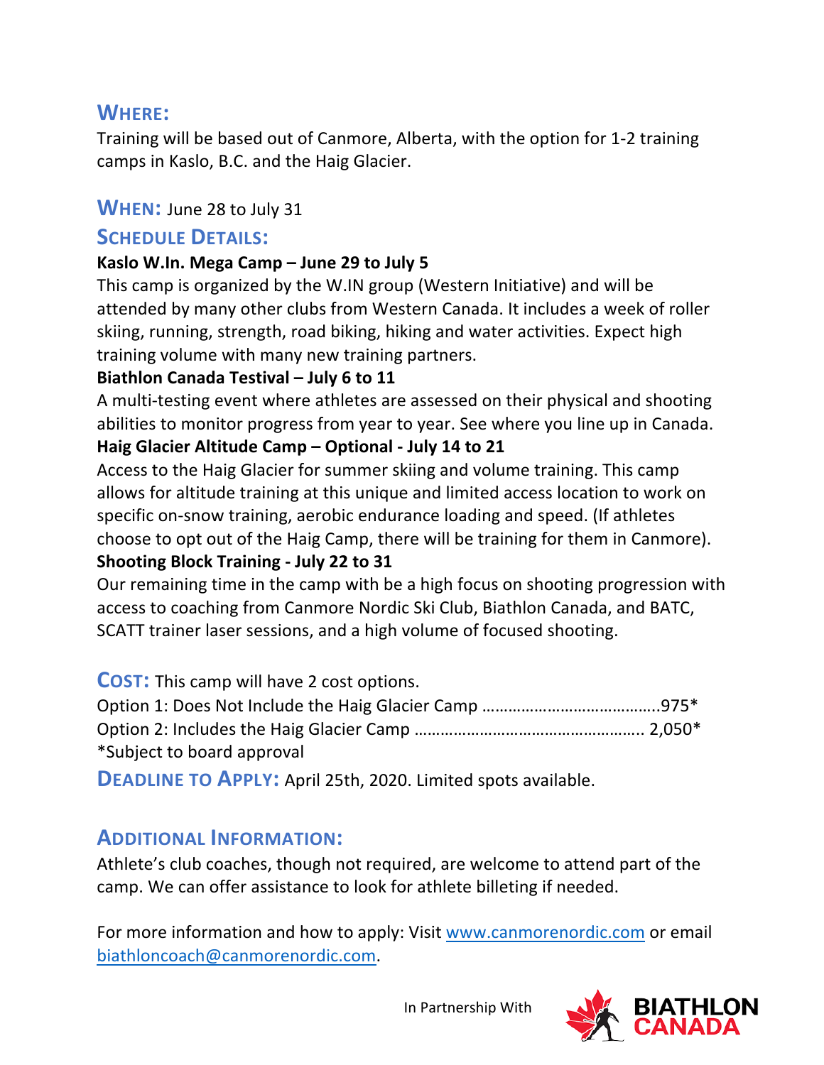## WHERE:

Training will be based out of Canmore, Alberta, with the option for 1-2 training camps in Kaslo, B.C. and the Haig Glacier.

## WHEN: June 28 to July 31

## SCHEDULE DETAILS:

**Kaslo W.In. Mega Camp – June 29 to July 5**

This camp is organized by the W.IN group (Western Initiative) and will be attended by many other clubs from Western Canada. It includes a week of roller skiing, running, strength, road biking, hiking and water activities. Expect high training volume with many new training partners.

**Biathlon Canada Testival – July 6 to 11**

A multi-testing event where athletes are assessed on their physical and shooting abilities to monitor progress from year to year. See where you line up in Canada.

**Haig Glacier Altitude Camp – Optional - July 14 to 21**

Access to the Haig Glacier for summer skiing and volume training. This camp allows for altitude training at this unique and limited access location to work on specific on-snow training, aerobic endurance loading and speed. (If athletes choose to opt out of the Haig Camp, there will be training for them in Canmore).

**Shooting Block Training - July 22 to 31**

Our remaining time in the camp with be a high focus on shooting progression with access to coaching from Canmore Nordic Ski Club, Biathlon Canada, and BATC, SCATT trainer laser sessions, and a high volume of focused shooting.

## COST: This camp will have 2 cost options.

Option 1: Does Not Include the Haig Glacier Camp …………………………………..975*

Option 2: Includes the Haig Glacier Camp ……………………………………………. 2,050*

*Subject to board approval

## DEADLINE TO APPLY: April 25th, 2020. Limited spots available.

## ADDITIONAL INFORMATION:

Athlete's club coaches, though not required, are welcome to attend part of the camp. We can offer assistance to look for athlete billeting if needed.

For more information and how to apply: Visit www.canmorenordic.com or email biathloncoach@canmorenordic.com.

In Partnership With

BIATHLON CANADA